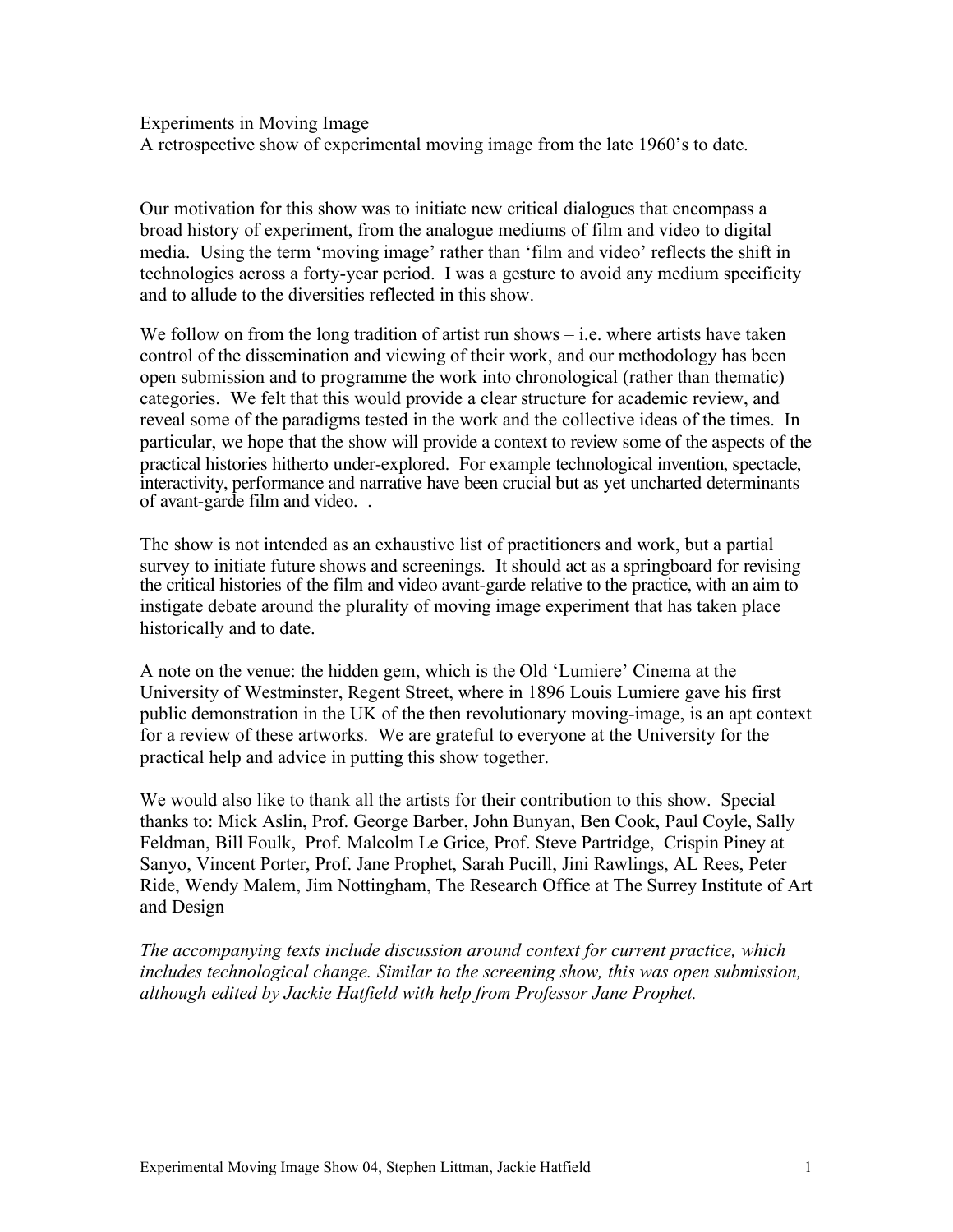# Experiments in Moving Image

A retrospective show of experimental moving image from the late 1960's to date.

Our motivation for this show was to initiate new critical dialogues that encompass a broad history of experiment, from the analogue mediums of film and video to digital media. Using the term 'moving image' rather than 'film and video' reflects the shift in technologies across a forty-year period. I was a gesture to avoid any medium specificity and to allude to the diversities reflected in this show.

We follow on from the long tradition of artist run shows – i.e. where artists have taken control of the dissemination and viewing of their work, and our methodology has been open submission and to programme the work into chronological (rather than thematic) categories. We felt that this would provide a clear structure for academic review, and reveal some of the paradigms tested in the work and the collective ideas of the times. In particular, we hope that the show will provide a context to review some of the aspects of the practical histories hitherto under-explored. For example technological invention, spectacle, interactivity, performance and narrative have been crucial but as yet uncharted determinants of avant-garde film and video. .

The show is not intended as an exhaustive list of practitioners and work, but a partial survey to initiate future shows and screenings. It should act as a springboard for revising the critical histories of the film and video avant-garde relative to the practice, with an aim to instigate debate around the plurality of moving image experiment that has taken place historically and to date.

A note on the venue: the hidden gem, which is the Old 'Lumiere' Cinema at the University of Westminster, Regent Street, where in 1896 Louis Lumiere gave his first public demonstration in the UK of the then revolutionary moving-image, is an apt context for a review of these artworks. We are grateful to everyone at the University for the practical help and advice in putting this show together.

We would also like to thank all the artists for their contribution to this show. Special thanks to: Mick Aslin, Prof. George Barber, John Bunyan, Ben Cook, Paul Coyle, Sally Feldman, Bill Foulk, Prof. Malcolm Le Grice, Prof. Steve Partridge, Crispin Piney at Sanyo, Vincent Porter, Prof. Jane Prophet, Sarah Pucill, Jini Rawlings, AL Rees, Peter Ride, Wendy Malem, Jim Nottingham, The Research Office at The Surrey Institute of Art and Design

*The accompanying texts include discussion around context for current practice, which includes technological change. Similar to the screening show, this was open submission, although edited by Jackie Hatfield with help from Professor Jane Prophet.*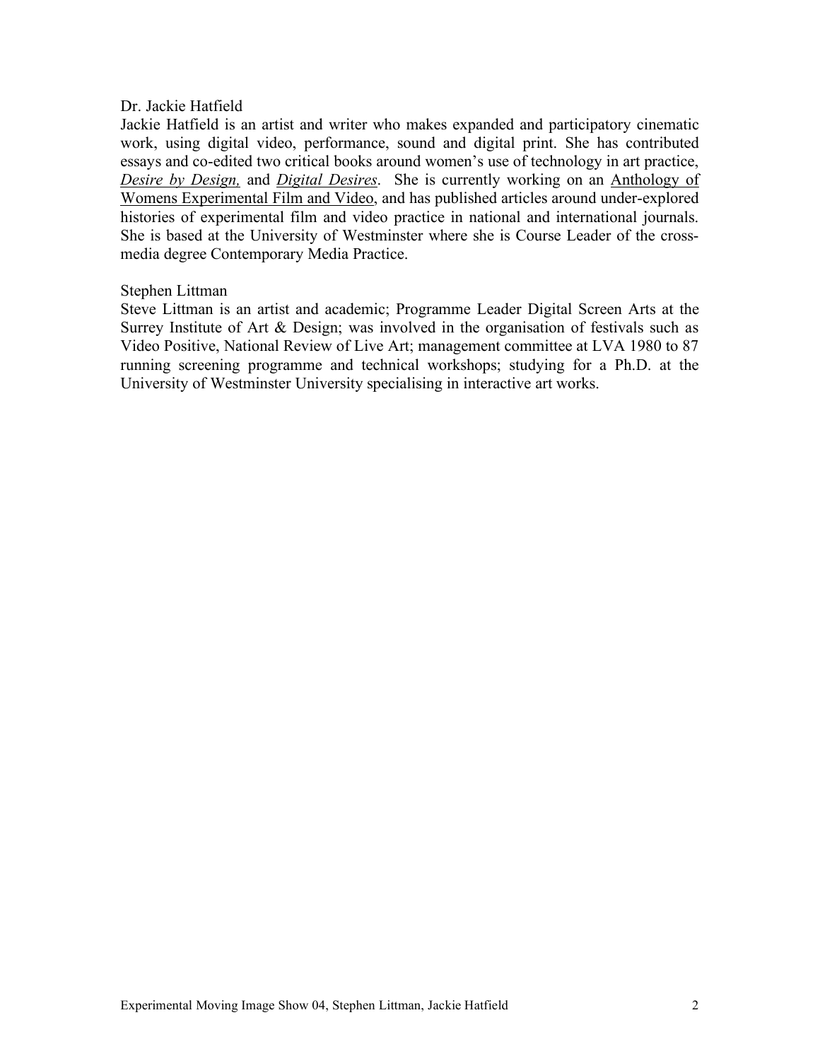Dr. Jackie Hatfield

Jackie Hatfield is an artist and writer who makes expanded and participatory cinematic work, using digital video, performance, sound and digital print. She has contributed essays and co-edited two critical books around women's use of technology in art practice, *Desire by Design,* and *Digital Desires*. She is currently working on an Anthology of Womens Experimental Film and Video, and has published articles around under-explored histories of experimental film and video practice in national and international journals. She is based at the University of Westminster where she is Course Leader of the cross-media degree Contemporary Media Practice.

Stephen Littman

Steve Littman is an artist and academic; Programme Leader Digital Screen Arts at the Surrey Institute of Art & Design; was involved in the organisation of festivals such as Video Positive, National Review of Live Art; management committee at LVA 1980 to 87 running screening programme and technical workshops; studying for a Ph.D. at the University of Westminster University specialising in interactive art works.